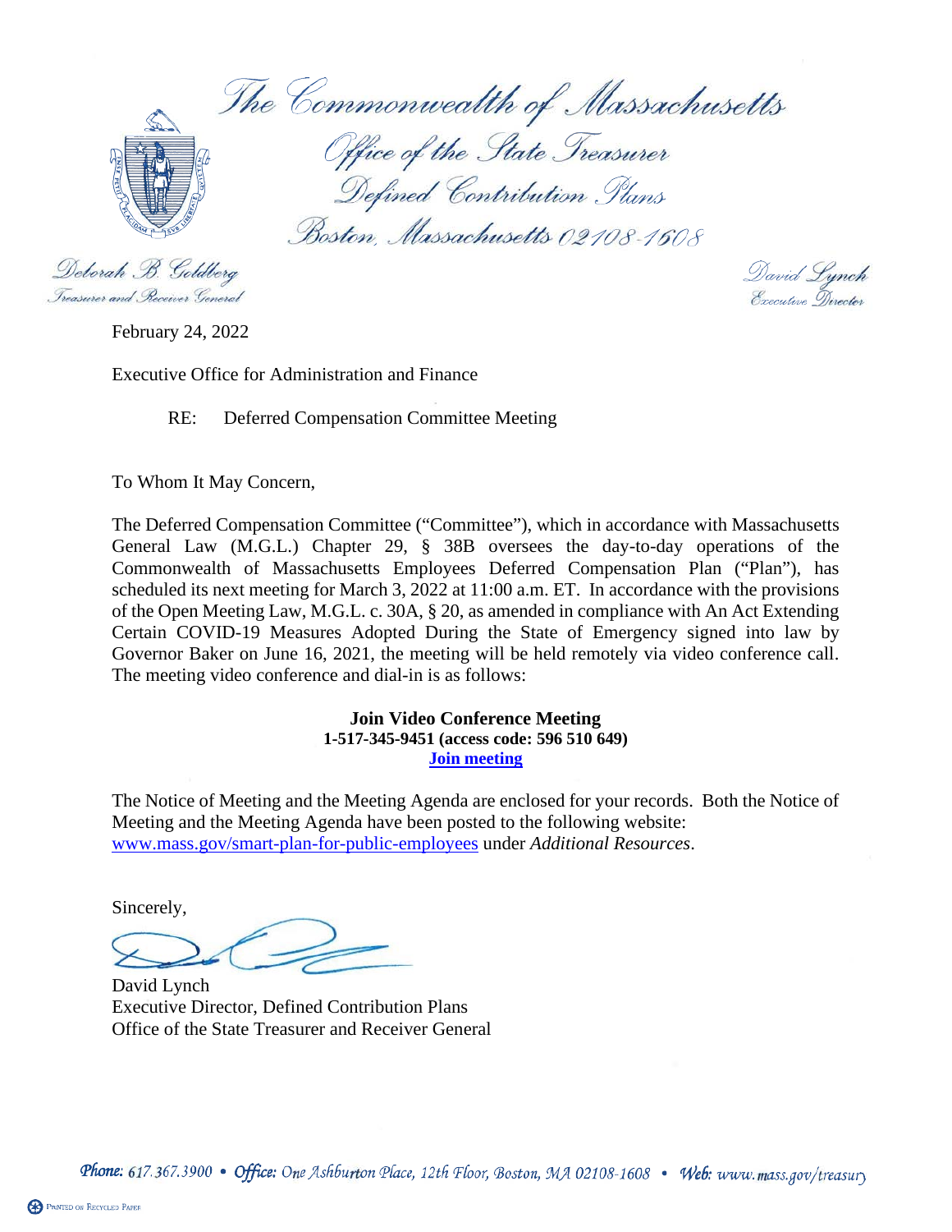The Commonwealth of Massachusetts

Office of the State Treasurer

Defined Contribution Plans

Boston, Massachusetts 02108-1608

Deborah B. Goldberg
Treasurer and Receiver General

David Lynch
Executive Director

February 24, 2022

Executive Office for Administration and Finance

RE: Deferred Compensation Committee Meeting

To Whom It May Concern,

The Deferred Compensation Committee ("Committee"), which in accordance with Massachusetts General Law (M.G.L.) Chapter 29, § 38B oversees the day-to-day operations of the Commonwealth of Massachusetts Employees Deferred Compensation Plan ("Plan"), has scheduled its next meeting for March 3, 2022 at 11:00 a.m. ET. In accordance with the provisions of the Open Meeting Law, M.G.L. c. 30A, § 20, as amended in compliance with An Act Extending Certain COVID-19 Measures Adopted During the State of Emergency signed into law by Governor Baker on June 16, 2021, the meeting will be held remotely via video conference call. The meeting video conference and dial-in is as follows:

**Join Video Conference Meeting**
**1-517-345-9451 (access code: 596 510 649)**
**Join meeting**

The Notice of Meeting and the Meeting Agenda are enclosed for your records. Both the Notice of Meeting and the Meeting Agenda have been posted to the following website: www.mass.gov/smart-plan-for-public-employees under *Additional Resources*.

Sincerely,

David Lynch
Executive Director, Defined Contribution Plans
Office of the State Treasurer and Receiver General

*Phone:* 617.367.3900 • *Office:* One Ashburton Place, 12th Floor, Boston, MA 02108-1608 • *Web:* www.mass.gov/treasury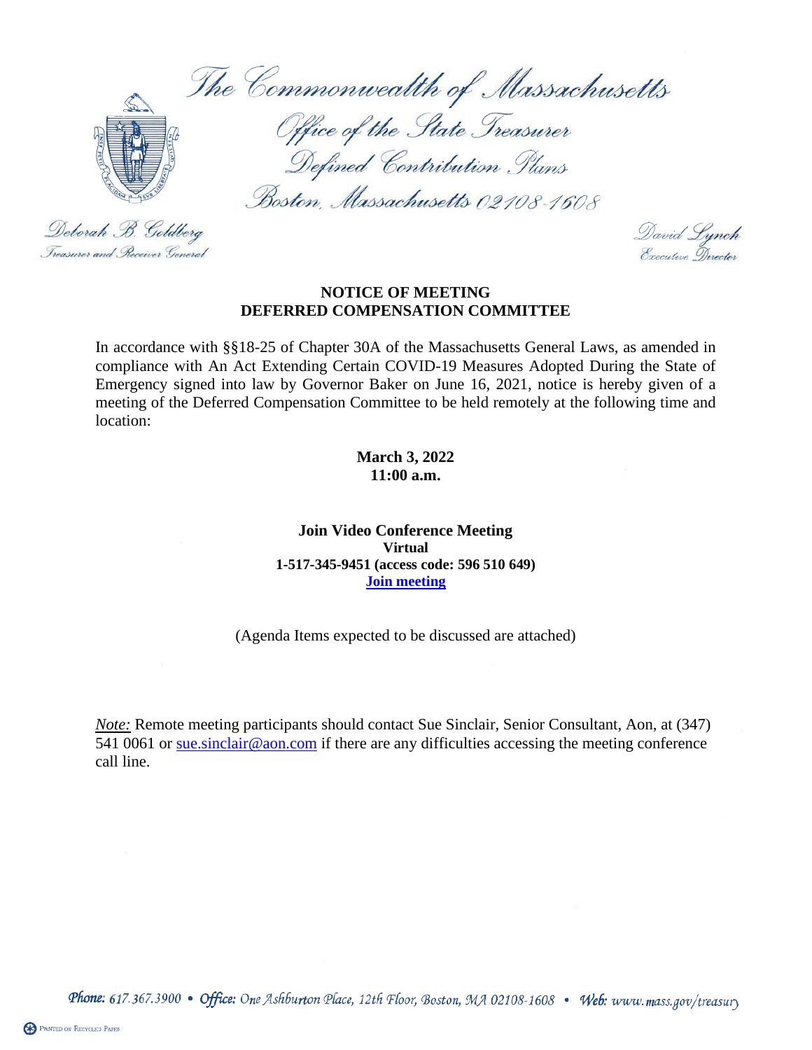The Commonwealth of Massachusetts

Office of the State Treasurer

Defined Contribution Plans

Boston, Massachusetts 02108-1608

Deborah B. Goldberg
Treasurer and Receiver General

David Lynch
Executive Director

**NOTICE OF MEETING**
**DEFERRED COMPENSATION COMMITTEE**

In accordance with §§18-25 of Chapter 30A of the Massachusetts General Laws, as amended in compliance with An Act Extending Certain COVID-19 Measures Adopted During the State of Emergency signed into law by Governor Baker on June 16, 2021, notice is hereby given of a meeting of the Deferred Compensation Committee to be held remotely at the following time and location:

**March 3, 2022**
**11:00 a.m.**

**Join Video Conference Meeting**
**Virtual**
**1-517-345-9451 (access code: 596 510 649)**
**Join meeting**

(Agenda Items expected to be discussed are attached)

*Note:* Remote meeting participants should contact Sue Sinclair, Senior Consultant, Aon, at (347) 541 0061 or sue.sinclair@aon.com if there are any difficulties accessing the meeting conference call line.

Phone: 617.367.3900 • Office: One Ashburton Place, 12th Floor, Boston, MA 02108-1608 • Web: www.mass.gov/treasury

PRINTED ON RECYCLED PAPER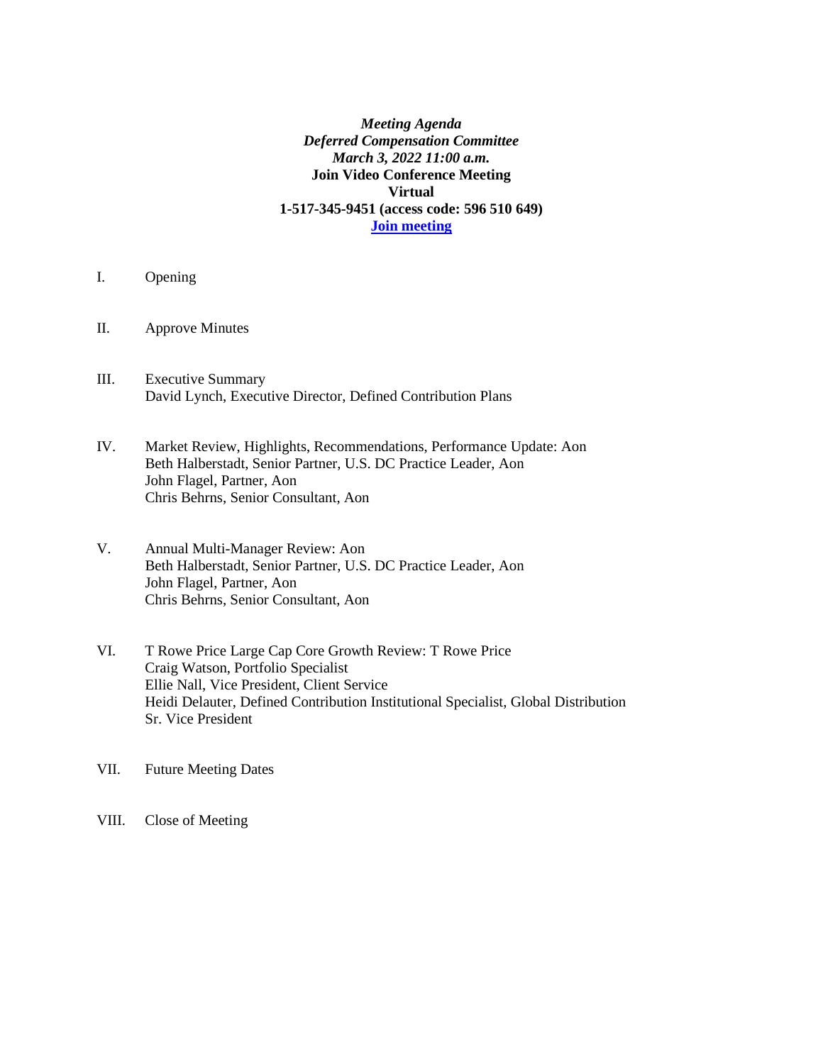*Meeting Agenda*
*Deferred Compensation Committee*
*March 3, 2022 11:00 a.m.*
**Join Video Conference Meeting**
**Virtual**
**1-517-345-9451 (access code: 596 510 649)**
**Join meeting**

I. Opening

II. Approve Minutes

III. Executive Summary
David Lynch, Executive Director, Defined Contribution Plans

IV. Market Review, Highlights, Recommendations, Performance Update: Aon
Beth Halberstadt, Senior Partner, U.S. DC Practice Leader, Aon
John Flagel, Partner, Aon
Chris Behrns, Senior Consultant, Aon

V. Annual Multi-Manager Review: Aon
Beth Halberstadt, Senior Partner, U.S. DC Practice Leader, Aon
John Flagel, Partner, Aon
Chris Behrns, Senior Consultant, Aon

VI. T Rowe Price Large Cap Core Growth Review: T Rowe Price
Craig Watson, Portfolio Specialist
Ellie Nall, Vice President, Client Service
Heidi Delauter, Defined Contribution Institutional Specialist, Global Distribution Sr. Vice President

VII. Future Meeting Dates

VIII. Close of Meeting